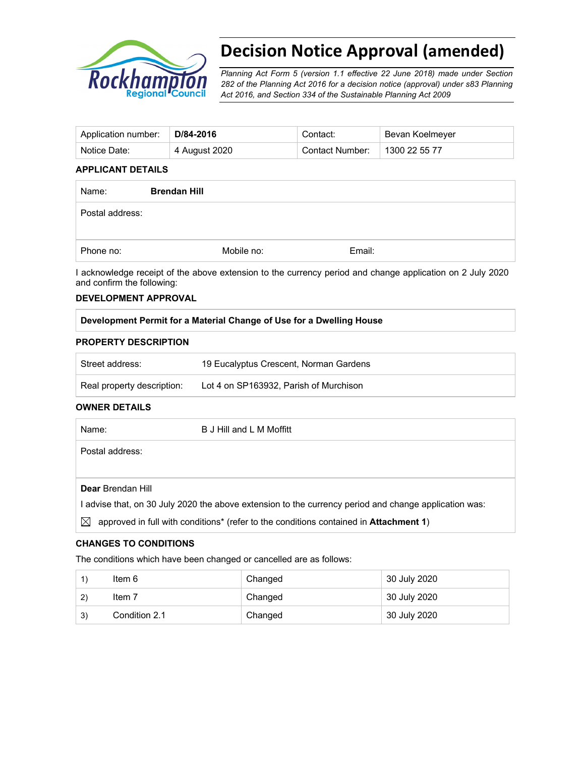# Decision Notice Approval (amended)

*Planning Act Form 5 (version 1.1 effective 22 June 2018) made under Section 282 of the Planning Act 2016 for a decision notice (approval) under s83 Planning Act 2016, and Section 334 of the Sustainable Planning Act 2009*

| Application number: | **D/84-2016** | Contact: | Bevan Koelmeyer |
|---|---|---|---|
| Notice Date: | 4 August 2020 | Contact Number: | 1300 22 55 77 |

### APPLICANT DETAILS

| Name: | **Brendan Hill** | |
|---|---|---|
| Postal address: | | |
| Phone no: | Mobile no: | Email: |

I acknowledge receipt of the above extension to the currency period and change application on 2 July 2020 and confirm the following:

### DEVELOPMENT APPROVAL

| **Development Permit for a Material Change of Use for a Dwelling House** |
|---|

### PROPERTY DESCRIPTION

| Street address: | 19 Eucalyptus Crescent, Norman Gardens |
|---|---|
| Real property description: | Lot 4 on SP163932, Parish of Murchison |

### OWNER DETAILS

| Name: | B J Hill and L M Moffitt |
|---|---|
| Postal address: | |

**Dear** Brendan Hill

I advise that, on 30 July 2020 the above extension to the currency period and change application was:

☒ approved in full with conditions* (refer to the conditions contained in **Attachment 1**)

### CHANGES TO CONDITIONS

The conditions which have been changed or cancelled are as follows:

| | | | |
|---|---|---|---|
| 1) | Item 6 | Changed | 30 July 2020 |
| 2) | Item 7 | Changed | 30 July 2020 |
| 3) | Condition 2.1 | Changed | 30 July 2020 |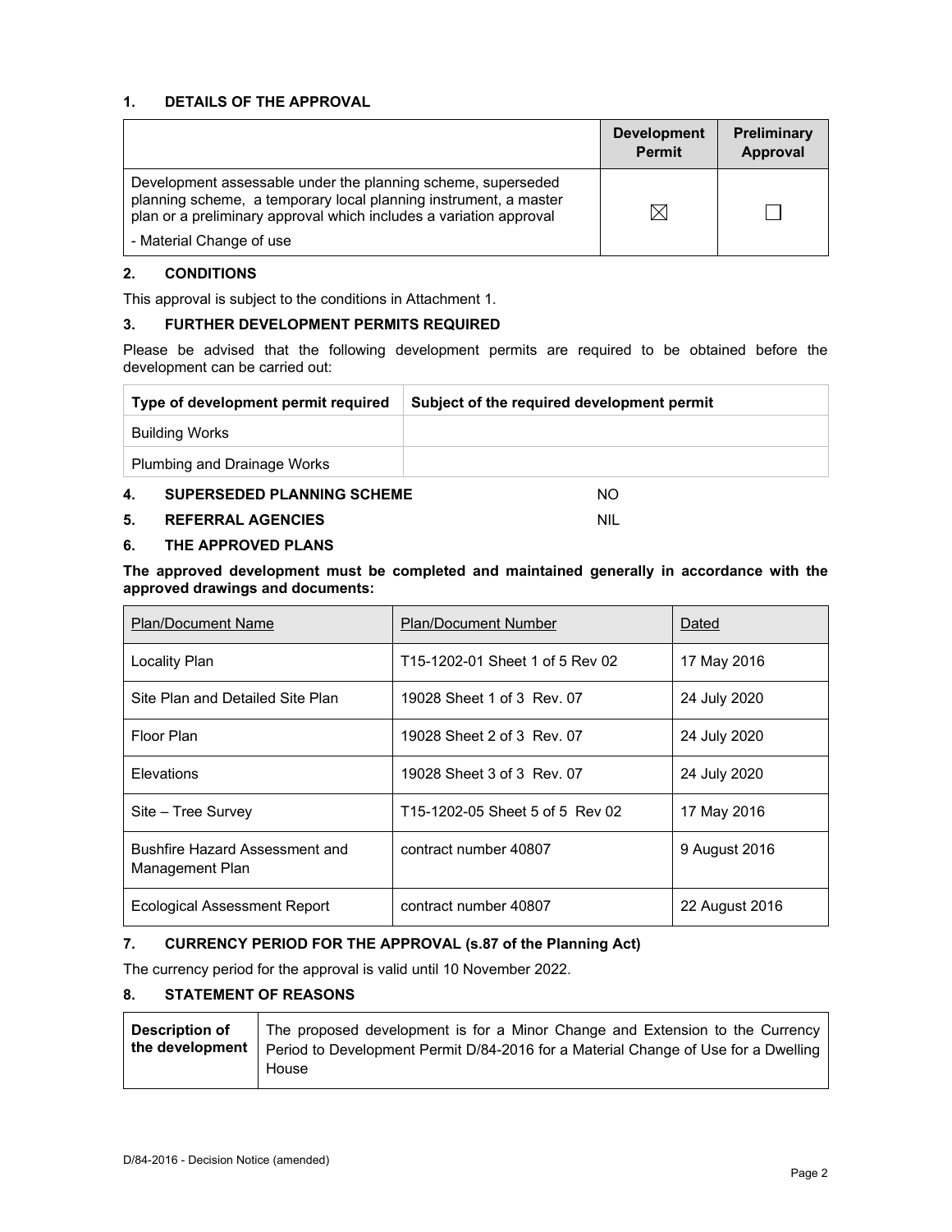## 1. DETAILS OF THE APPROVAL

| | Development Permit | Preliminary Approval |
|---|---|---|
| Development assessable under the planning scheme, superseded planning scheme, a temporary local planning instrument, a master plan or a preliminary approval which includes a variation approval<br>- Material Change of use | ☒ | ☐ |

## 2. CONDITIONS

This approval is subject to the conditions in Attachment 1.

## 3. FURTHER DEVELOPMENT PERMITS REQUIRED

Please be advised that the following development permits are required to be obtained before the development can be carried out:

| Type of development permit required | Subject of the required development permit |
|---|---|
| Building Works | |
| Plumbing and Drainage Works | |

## 4. SUPERSEDED PLANNING SCHEME — NO

## 5. REFERRAL AGENCIES — NIL

## 6. THE APPROVED PLANS

**The approved development must be completed and maintained generally in accordance with the approved drawings and documents:**

| Plan/Document Name | Plan/Document Number | Dated |
|---|---|---|
| Locality Plan | T15-1202-01 Sheet 1 of 5 Rev 02 | 17 May 2016 |
| Site Plan and Detailed Site Plan | 19028 Sheet 1 of 3 Rev. 07 | 24 July 2020 |
| Floor Plan | 19028 Sheet 2 of 3 Rev. 07 | 24 July 2020 |
| Elevations | 19028 Sheet 3 of 3 Rev. 07 | 24 July 2020 |
| Site – Tree Survey | T15-1202-05 Sheet 5 of 5 Rev 02 | 17 May 2016 |
| Bushfire Hazard Assessment and Management Plan | contract number 40807 | 9 August 2016 |
| Ecological Assessment Report | contract number 40807 | 22 August 2016 |

## 7. CURRENCY PERIOD FOR THE APPROVAL (s.87 of the Planning Act)

The currency period for the approval is valid until 10 November 2022.

## 8. STATEMENT OF REASONS

| | |
|---|---|
| **Description of the development** | The proposed development is for a Minor Change and Extension to the Currency Period to Development Permit D/84-2016 for a Material Change of Use for a Dwelling House |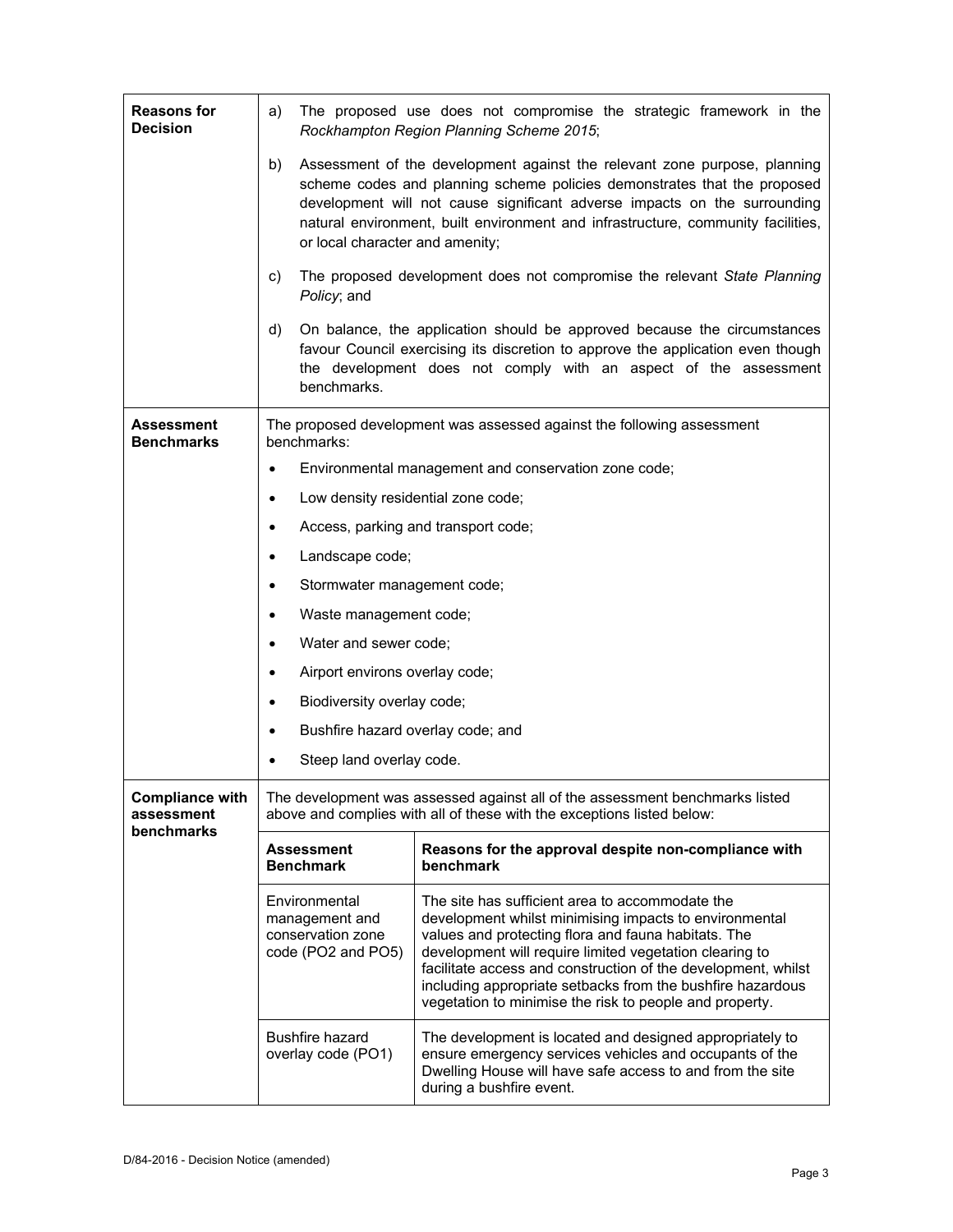| | |
|---|---|
| **Reasons for Decision** | a) The proposed use does not compromise the strategic framework in the *Rockhampton Region Planning Scheme 2015*;<br><br>b) Assessment of the development against the relevant zone purpose, planning scheme codes and planning scheme policies demonstrates that the proposed development will not cause significant adverse impacts on the surrounding natural environment, built environment and infrastructure, community facilities, or local character and amenity;<br><br>c) The proposed development does not compromise the relevant *State Planning Policy*; and<br><br>d) On balance, the application should be approved because the circumstances favour Council exercising its discretion to approve the application even though the development does not comply with an aspect of the assessment benchmarks. |
| **Assessment Benchmarks** | The proposed development was assessed against the following assessment benchmarks:<br><br>• Environmental management and conservation zone code;<br>• Low density residential zone code;<br>• Access, parking and transport code;<br>• Landscape code;<br>• Stormwater management code;<br>• Waste management code;<br>• Water and sewer code;<br>• Airport environs overlay code;<br>• Biodiversity overlay code;<br>• Bushfire hazard overlay code; and<br>• Steep land overlay code. |
| **Compliance with assessment benchmarks** | The development was assessed against all of the assessment benchmarks listed above and complies with all of these with the exceptions listed below: |

| Assessment Benchmark | Reasons for the approval despite non-compliance with benchmark |
|---|---|
| Environmental management and conservation zone code (PO2 and PO5) | The site has sufficient area to accommodate the development whilst minimising impacts to environmental values and protecting flora and fauna habitats. The development will require limited vegetation clearing to facilitate access and construction of the development, whilst including appropriate setbacks from the bushfire hazardous vegetation to minimise the risk to people and property. |
| Bushfire hazard overlay code (PO1) | The development is located and designed appropriately to ensure emergency services vehicles and occupants of the Dwelling House will have safe access to and from the site during a bushfire event. |

D/84-2016 - Decision Notice (amended)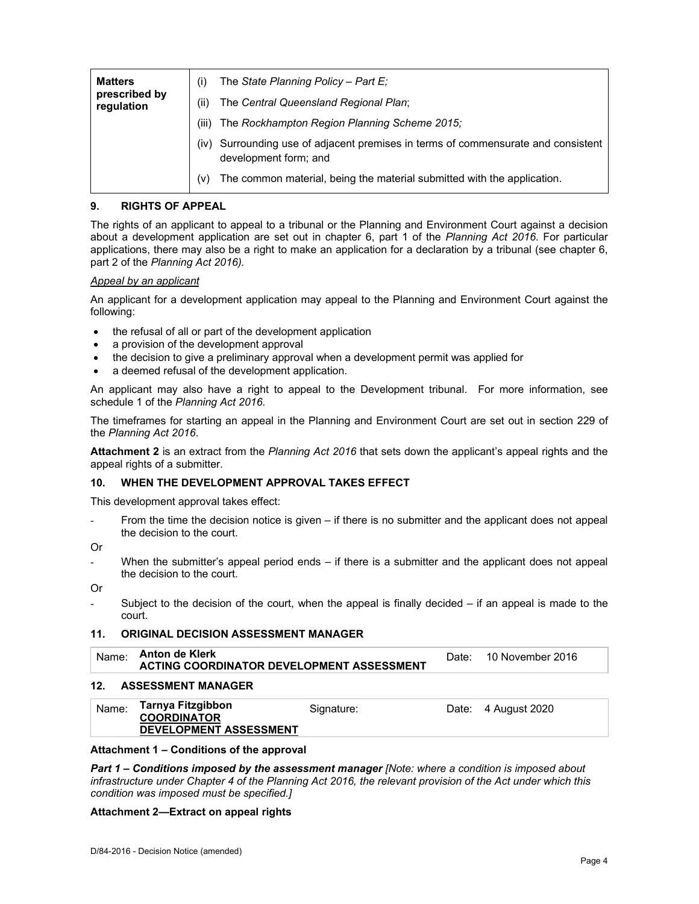| Matters prescribed by regulation | (i) The *State Planning Policy – Part E;* |
|---|---|
| | (ii) The *Central Queensland Regional Plan*; |
| | (iii) The *Rockhampton Region Planning Scheme 2015;* |
| | (iv) Surrounding use of adjacent premises in terms of commensurate and consistent development form; and |
| | (v) The common material, being the material submitted with the application. |

## 9. RIGHTS OF APPEAL

The rights of an applicant to appeal to a tribunal or the Planning and Environment Court against a decision about a development application are set out in chapter 6, part 1 of the *Planning Act 2016*. For particular applications, there may also be a right to make an application for a declaration by a tribunal (see chapter 6, part 2 of the *Planning Act 2016).*

*Appeal by an applicant*

An applicant for a development application may appeal to the Planning and Environment Court against the following:

- the refusal of all or part of the development application
- a provision of the development approval
- the decision to give a preliminary approval when a development permit was applied for
- a deemed refusal of the development application.

An applicant may also have a right to appeal to the Development tribunal. For more information, see schedule 1 of the *Planning Act 2016*.

The timeframes for starting an appeal in the Planning and Environment Court are set out in section 229 of the *Planning Act 2016*.

**Attachment 2** is an extract from the *Planning Act 2016* that sets down the applicant's appeal rights and the appeal rights of a submitter.

## 10. WHEN THE DEVELOPMENT APPROVAL TAKES EFFECT

This development approval takes effect:

- From the time the decision notice is given – if there is no submitter and the applicant does not appeal the decision to the court.

Or

- When the submitter's appeal period ends – if there is a submitter and the applicant does not appeal the decision to the court.

Or

- Subject to the decision of the court, when the appeal is finally decided – if an appeal is made to the court.

## 11. ORIGINAL DECISION ASSESSMENT MANAGER

| Name: | **Anton de Klerk** **ACTING COORDINATOR DEVELOPMENT ASSESSMENT** | Date: | 10 November 2016 |
|---|---|---|---|

## 12. ASSESSMENT MANAGER

| Name: | **Tarnya Fitzgibbon** **COORDINATOR** **DEVELOPMENT ASSESSMENT** | Signature: | Date: 4 August 2020 |
|---|---|---|---|

**Attachment 1 – Conditions of the approval**

***Part 1 – Conditions imposed by the assessment manager*** *[Note: where a condition is imposed about infrastructure under Chapter 4 of the Planning Act 2016, the relevant provision of the Act under which this condition was imposed must be specified.]*

**Attachment 2—Extract on appeal rights**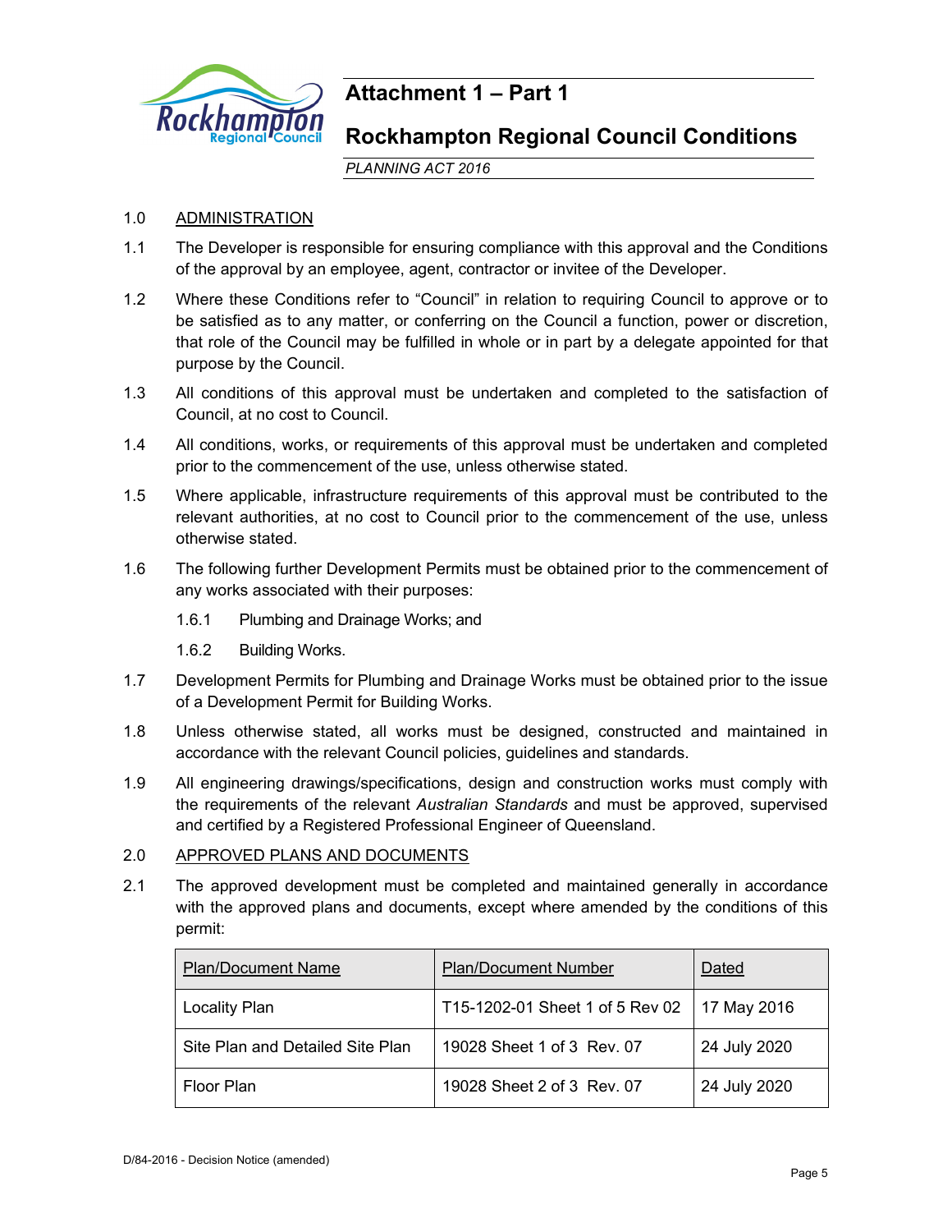# Attachment 1 – Part 1

## Rockhampton Regional Council Conditions

*PLANNING ACT 2016*

1.0 ADMINISTRATION

1.1 The Developer is responsible for ensuring compliance with this approval and the Conditions of the approval by an employee, agent, contractor or invitee of the Developer.

1.2 Where these Conditions refer to "Council" in relation to requiring Council to approve or to be satisfied as to any matter, or conferring on the Council a function, power or discretion, that role of the Council may be fulfilled in whole or in part by a delegate appointed for that purpose by the Council.

1.3 All conditions of this approval must be undertaken and completed to the satisfaction of Council, at no cost to Council.

1.4 All conditions, works, or requirements of this approval must be undertaken and completed prior to the commencement of the use, unless otherwise stated.

1.5 Where applicable, infrastructure requirements of this approval must be contributed to the relevant authorities, at no cost to Council prior to the commencement of the use, unless otherwise stated.

1.6 The following further Development Permits must be obtained prior to the commencement of any works associated with their purposes:

1.6.1 Plumbing and Drainage Works; and

1.6.2 Building Works.

1.7 Development Permits for Plumbing and Drainage Works must be obtained prior to the issue of a Development Permit for Building Works.

1.8 Unless otherwise stated, all works must be designed, constructed and maintained in accordance with the relevant Council policies, guidelines and standards.

1.9 All engineering drawings/specifications, design and construction works must comply with the requirements of the relevant *Australian Standards* and must be approved, supervised and certified by a Registered Professional Engineer of Queensland.

2.0 APPROVED PLANS AND DOCUMENTS

2.1 The approved development must be completed and maintained generally in accordance with the approved plans and documents, except where amended by the conditions of this permit:

| Plan/Document Name | Plan/Document Number | Dated |
|---|---|---|
| Locality Plan | T15-1202-01 Sheet 1 of 5 Rev 02 | 17 May 2016 |
| Site Plan and Detailed Site Plan | 19028 Sheet 1 of 3 Rev. 07 | 24 July 2020 |
| Floor Plan | 19028 Sheet 2 of 3 Rev. 07 | 24 July 2020 |

D/84-2016 - Decision Notice (amended)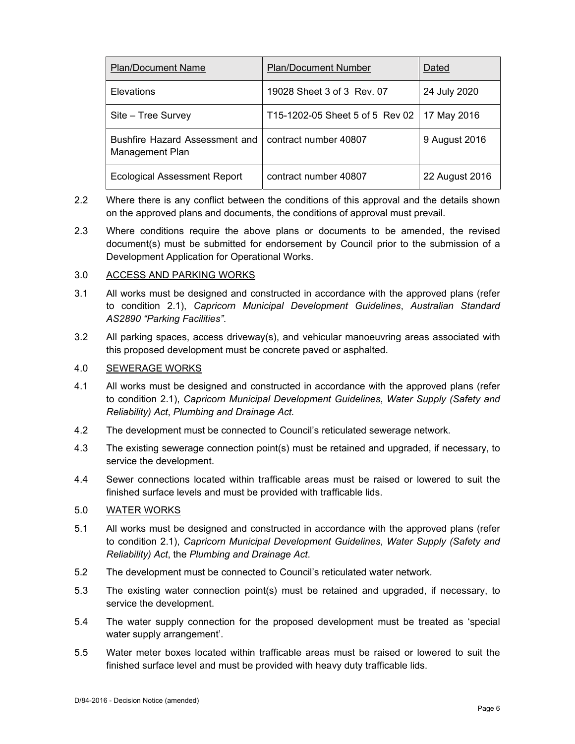| Plan/Document Name | Plan/Document Number | Dated |
|---|---|---|
| Elevations | 19028 Sheet 3 of 3 Rev. 07 | 24 July 2020 |
| Site – Tree Survey | T15-1202-05 Sheet 5 of 5 Rev 02 | 17 May 2016 |
| Bushfire Hazard Assessment and Management Plan | contract number 40807 | 9 August 2016 |
| Ecological Assessment Report | contract number 40807 | 22 August 2016 |

2.2 Where there is any conflict between the conditions of this approval and the details shown on the approved plans and documents, the conditions of approval must prevail.

2.3 Where conditions require the above plans or documents to be amended, the revised document(s) must be submitted for endorsement by Council prior to the submission of a Development Application for Operational Works.

3.0 ACCESS AND PARKING WORKS

3.1 All works must be designed and constructed in accordance with the approved plans (refer to condition 2.1), *Capricorn Municipal Development Guidelines*, *Australian Standard AS2890 "Parking Facilities"*.

3.2 All parking spaces, access driveway(s), and vehicular manoeuvring areas associated with this proposed development must be concrete paved or asphalted.

4.0 SEWERAGE WORKS

4.1 All works must be designed and constructed in accordance with the approved plans (refer to condition 2.1), *Capricorn Municipal Development Guidelines*, *Water Supply (Safety and Reliability) Act*, *Plumbing and Drainage Act.*

4.2 The development must be connected to Council's reticulated sewerage network.

4.3 The existing sewerage connection point(s) must be retained and upgraded, if necessary, to service the development.

4.4 Sewer connections located within trafficable areas must be raised or lowered to suit the finished surface levels and must be provided with trafficable lids.

5.0 WATER WORKS

5.1 All works must be designed and constructed in accordance with the approved plans (refer to condition 2.1), *Capricorn Municipal Development Guidelines*, *Water Supply (Safety and Reliability) Act*, the *Plumbing and Drainage Act*.

5.2 The development must be connected to Council's reticulated water network.

5.3 The existing water connection point(s) must be retained and upgraded, if necessary, to service the development.

5.4 The water supply connection for the proposed development must be treated as 'special water supply arrangement'.

5.5 Water meter boxes located within trafficable areas must be raised or lowered to suit the finished surface level and must be provided with heavy duty trafficable lids.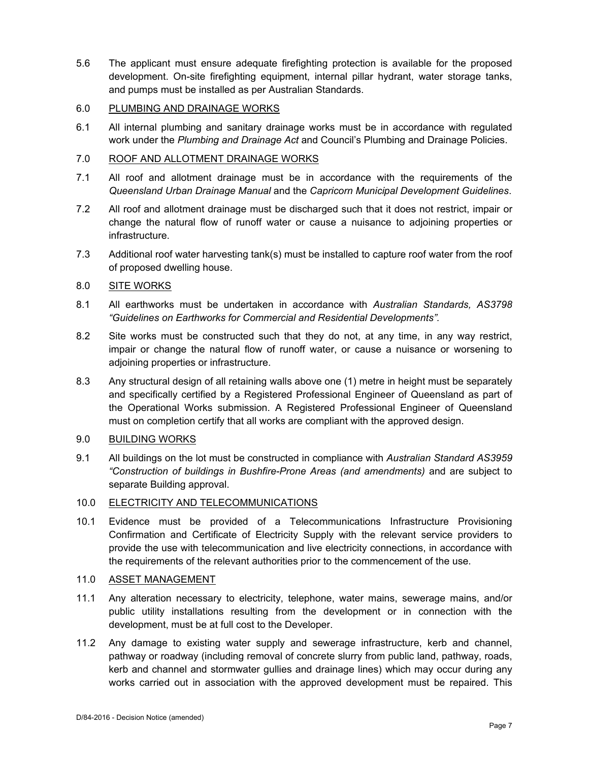5.6 The applicant must ensure adequate firefighting protection is available for the proposed development. On-site firefighting equipment, internal pillar hydrant, water storage tanks, and pumps must be installed as per Australian Standards.

6.0 <u>PLUMBING AND DRAINAGE WORKS</u>

6.1 All internal plumbing and sanitary drainage works must be in accordance with regulated work under the *Plumbing and Drainage Act* and Council's Plumbing and Drainage Policies.

7.0 <u>ROOF AND ALLOTMENT DRAINAGE WORKS</u>

7.1 All roof and allotment drainage must be in accordance with the requirements of the *Queensland Urban Drainage Manual* and the *Capricorn Municipal Development Guidelines*.

7.2 All roof and allotment drainage must be discharged such that it does not restrict, impair or change the natural flow of runoff water or cause a nuisance to adjoining properties or infrastructure.

7.3 Additional roof water harvesting tank(s) must be installed to capture roof water from the roof of proposed dwelling house.

8.0 <u>SITE WORKS</u>

8.1 All earthworks must be undertaken in accordance with *Australian Standards, AS3798 "Guidelines on Earthworks for Commercial and Residential Developments".*

8.2 Site works must be constructed such that they do not, at any time, in any way restrict, impair or change the natural flow of runoff water, or cause a nuisance or worsening to adjoining properties or infrastructure.

8.3 Any structural design of all retaining walls above one (1) metre in height must be separately and specifically certified by a Registered Professional Engineer of Queensland as part of the Operational Works submission. A Registered Professional Engineer of Queensland must on completion certify that all works are compliant with the approved design.

9.0 <u>BUILDING WORKS</u>

9.1 All buildings on the lot must be constructed in compliance with *Australian Standard AS3959 "Construction of buildings in Bushfire-Prone Areas (and amendments)* and are subject to separate Building approval.

10.0 <u>ELECTRICITY AND TELECOMMUNICATIONS</u>

10.1 Evidence must be provided of a Telecommunications Infrastructure Provisioning Confirmation and Certificate of Electricity Supply with the relevant service providers to provide the use with telecommunication and live electricity connections, in accordance with the requirements of the relevant authorities prior to the commencement of the use.

11.0 <u>ASSET MANAGEMENT</u>

11.1 Any alteration necessary to electricity, telephone, water mains, sewerage mains, and/or public utility installations resulting from the development or in connection with the development, must be at full cost to the Developer.

11.2 Any damage to existing water supply and sewerage infrastructure, kerb and channel, pathway or roadway (including removal of concrete slurry from public land, pathway, roads, kerb and channel and stormwater gullies and drainage lines) which may occur during any works carried out in association with the approved development must be repaired. This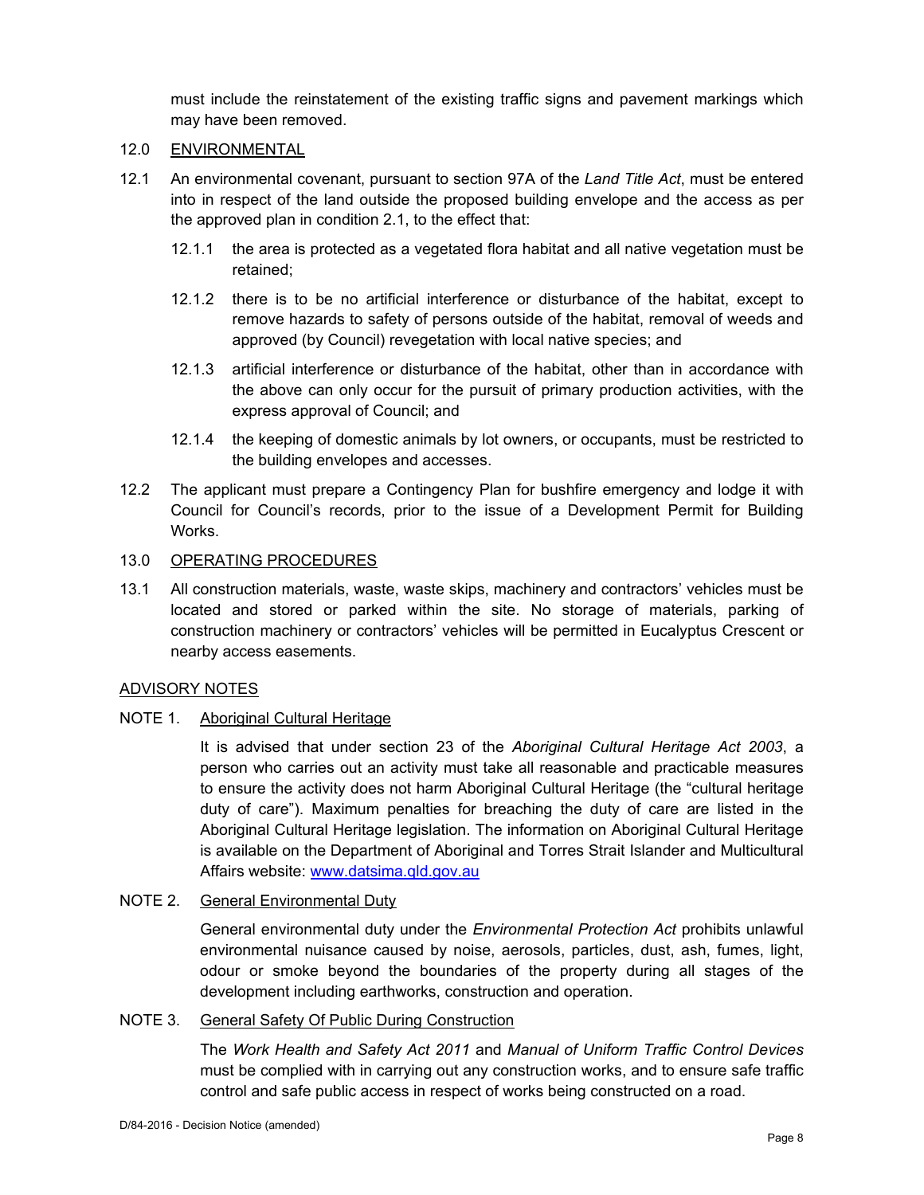must include the reinstatement of the existing traffic signs and pavement markings which may have been removed.

12.0 ENVIRONMENTAL

12.1 An environmental covenant, pursuant to section 97A of the *Land Title Act*, must be entered into in respect of the land outside the proposed building envelope and the access as per the approved plan in condition 2.1, to the effect that:

12.1.1 the area is protected as a vegetated flora habitat and all native vegetation must be retained;

12.1.2 there is to be no artificial interference or disturbance of the habitat, except to remove hazards to safety of persons outside of the habitat, removal of weeds and approved (by Council) revegetation with local native species; and

12.1.3 artificial interference or disturbance of the habitat, other than in accordance with the above can only occur for the pursuit of primary production activities, with the express approval of Council; and

12.1.4 the keeping of domestic animals by lot owners, or occupants, must be restricted to the building envelopes and accesses.

12.2 The applicant must prepare a Contingency Plan for bushfire emergency and lodge it with Council for Council's records, prior to the issue of a Development Permit for Building Works.

13.0 OPERATING PROCEDURES

13.1 All construction materials, waste, waste skips, machinery and contractors' vehicles must be located and stored or parked within the site. No storage of materials, parking of construction machinery or contractors' vehicles will be permitted in Eucalyptus Crescent or nearby access easements.

ADVISORY NOTES

NOTE 1. Aboriginal Cultural Heritage

It is advised that under section 23 of the *Aboriginal Cultural Heritage Act 2003*, a person who carries out an activity must take all reasonable and practicable measures to ensure the activity does not harm Aboriginal Cultural Heritage (the "cultural heritage duty of care"). Maximum penalties for breaching the duty of care are listed in the Aboriginal Cultural Heritage legislation. The information on Aboriginal Cultural Heritage is available on the Department of Aboriginal and Torres Strait Islander and Multicultural Affairs website: www.datsima.qld.gov.au

NOTE 2. General Environmental Duty

General environmental duty under the *Environmental Protection Act* prohibits unlawful environmental nuisance caused by noise, aerosols, particles, dust, ash, fumes, light, odour or smoke beyond the boundaries of the property during all stages of the development including earthworks, construction and operation.

NOTE 3. General Safety Of Public During Construction

The *Work Health and Safety Act 2011* and *Manual of Uniform Traffic Control Devices* must be complied with in carrying out any construction works, and to ensure safe traffic control and safe public access in respect of works being constructed on a road.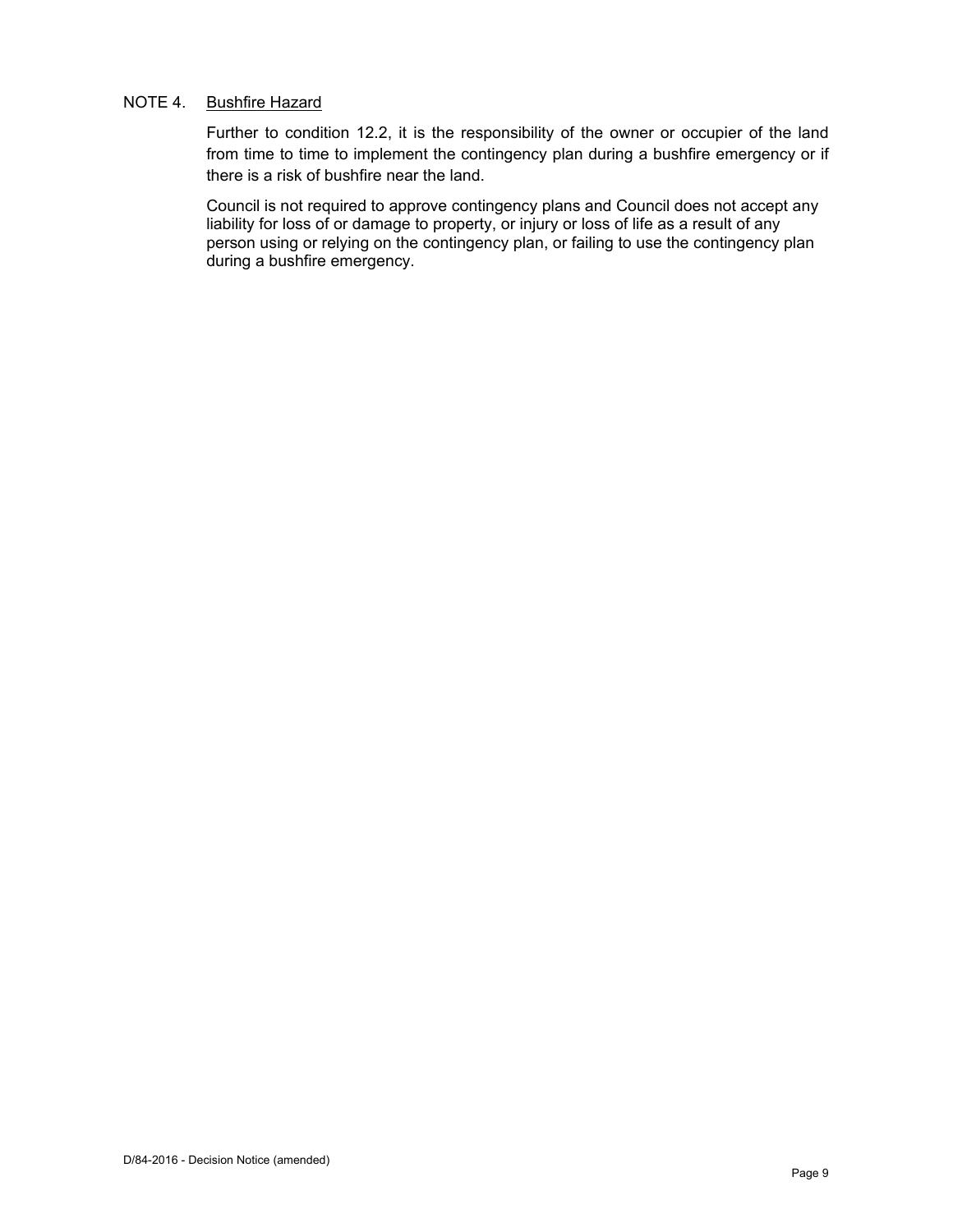NOTE 4. <u>Bushfire Hazard</u>

Further to condition 12.2, it is the responsibility of the owner or occupier of the land from time to time to implement the contingency plan during a bushfire emergency or if there is a risk of bushfire near the land.

Council is not required to approve contingency plans and Council does not accept any liability for loss of or damage to property, or injury or loss of life as a result of any person using or relying on the contingency plan, or failing to use the contingency plan during a bushfire emergency.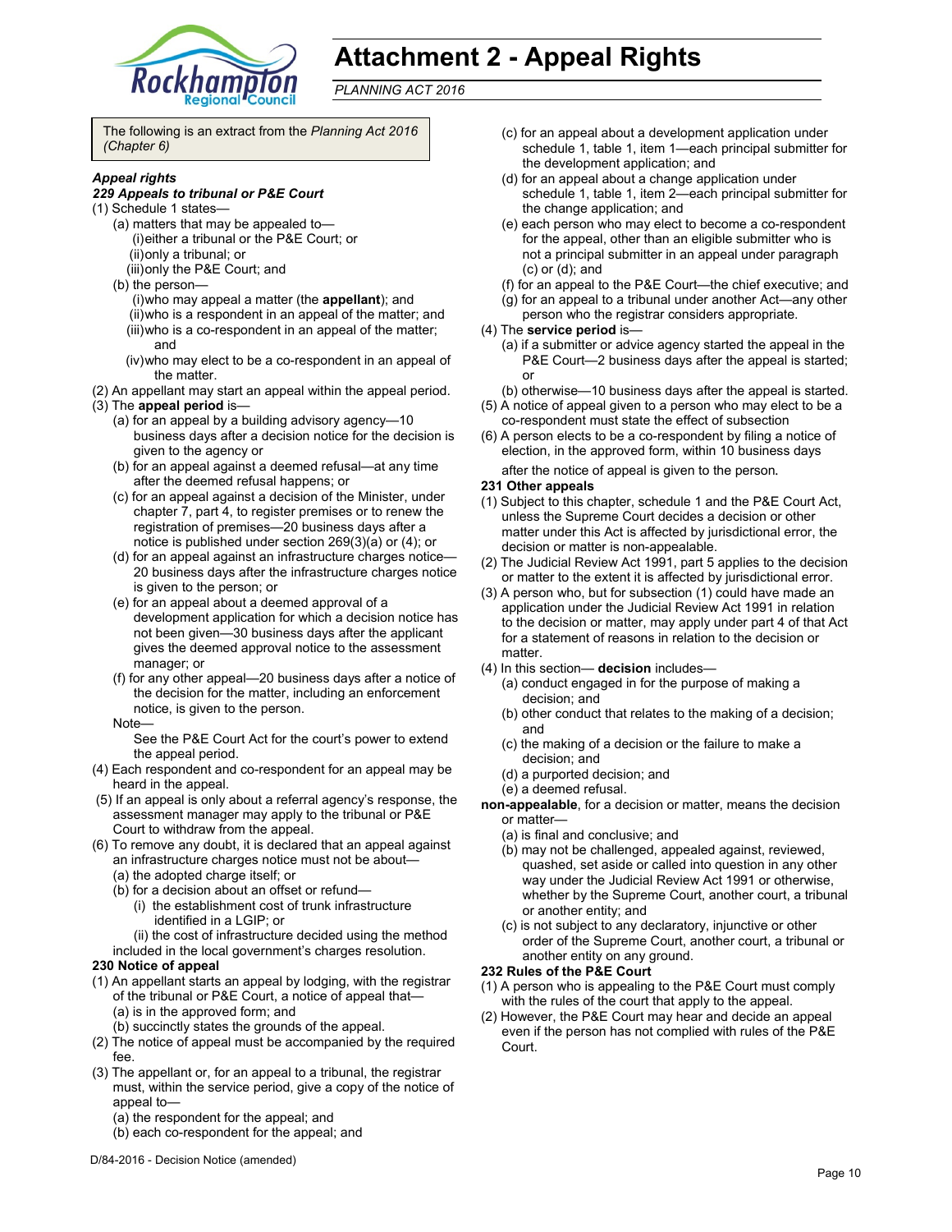# Attachment 2 - Appeal Rights

*PLANNING ACT 2016*

The following is an extract from the *Planning Act 2016 (Chapter 6)*

***Appeal rights***

***229 Appeals to tribunal or P&E Court***

(1) Schedule 1 states—

(a) matters that may be appealed to—

(i) either a tribunal or the P&E Court; or

(ii) only a tribunal; or

(iii) only the P&E Court; and

(b) the person—

(i) who may appeal a matter (the **appellant**); and

(ii) who is a respondent in an appeal of the matter; and

(iii) who is a co-respondent in an appeal of the matter; and

(iv) who may elect to be a co-respondent in an appeal of the matter.

(2) An appellant may start an appeal within the appeal period.

(3) The **appeal period** is—

(a) for an appeal by a building advisory agency—10 business days after a decision notice for the decision is given to the agency or

(b) for an appeal against a deemed refusal—at any time after the deemed refusal happens; or

(c) for an appeal against a decision of the Minister, under chapter 7, part 4, to register premises or to renew the registration of premises—20 business days after a notice is published under section 269(3)(a) or (4); or

(d) for an appeal against an infrastructure charges notice—20 business days after the infrastructure charges notice is given to the person; or

(e) for an appeal about a deemed approval of a development application for which a decision notice has not been given—30 business days after the applicant gives the deemed approval notice to the assessment manager; or

(f) for any other appeal—20 business days after a notice of the decision for the matter, including an enforcement notice, is given to the person.

Note—

See the P&E Court Act for the court's power to extend the appeal period.

(4) Each respondent and co-respondent for an appeal may be heard in the appeal.

(5) If an appeal is only about a referral agency's response, the assessment manager may apply to the tribunal or P&E Court to withdraw from the appeal.

(6) To remove any doubt, it is declared that an appeal against an infrastructure charges notice must not be about—

(a) the adopted charge itself; or

(b) for a decision about an offset or refund—

(i) the establishment cost of trunk infrastructure identified in a LGIP; or

(ii) the cost of infrastructure decided using the method included in the local government's charges resolution.

**230 Notice of appeal**

(1) An appellant starts an appeal by lodging, with the registrar of the tribunal or P&E Court, a notice of appeal that—

(a) is in the approved form; and

(b) succinctly states the grounds of the appeal.

(2) The notice of appeal must be accompanied by the required fee.

(3) The appellant or, for an appeal to a tribunal, the registrar must, within the service period, give a copy of the notice of appeal to—

(a) the respondent for the appeal; and

(b) each co-respondent for the appeal; and

(c) for an appeal about a development application under schedule 1, table 1, item 1—each principal submitter for the development application; and

(d) for an appeal about a change application under schedule 1, table 1, item 2—each principal submitter for the change application; and

(e) each person who may elect to become a co-respondent for the appeal, other than an eligible submitter who is not a principal submitter in an appeal under paragraph (c) or (d); and

(f) for an appeal to the P&E Court—the chief executive; and

(g) for an appeal to a tribunal under another Act—any other person who the registrar considers appropriate.

(4) The **service period** is—

(a) if a submitter or advice agency started the appeal in the P&E Court—2 business days after the appeal is started; or

(b) otherwise—10 business days after the appeal is started.

(5) A notice of appeal given to a person who may elect to be a co-respondent must state the effect of subsection

(6) A person elects to be a co-respondent by filing a notice of election, in the approved form, within 10 business days after the notice of appeal is given to the person.

**231 Other appeals**

(1) Subject to this chapter, schedule 1 and the P&E Court Act, unless the Supreme Court decides a decision or other matter under this Act is affected by jurisdictional error, the decision or matter is non-appealable.

(2) The Judicial Review Act 1991, part 5 applies to the decision or matter to the extent it is affected by jurisdictional error.

(3) A person who, but for subsection (1) could have made an application under the Judicial Review Act 1991 in relation to the decision or matter, may apply under part 4 of that Act for a statement of reasons in relation to the decision or matter.

(4) In this section— **decision** includes—

(a) conduct engaged in for the purpose of making a decision; and

(b) other conduct that relates to the making of a decision; and

(c) the making of a decision or the failure to make a decision; and

(d) a purported decision; and

(e) a deemed refusal.

**non-appealable**, for a decision or matter, means the decision or matter—

(a) is final and conclusive; and

(b) may not be challenged, appealed against, reviewed, quashed, set aside or called into question in any other way under the Judicial Review Act 1991 or otherwise, whether by the Supreme Court, another court, a tribunal or another entity; and

(c) is not subject to any declaratory, injunctive or other order of the Supreme Court, another court, a tribunal or another entity on any ground.

**232 Rules of the P&E Court**

(1) A person who is appealing to the P&E Court must comply with the rules of the court that apply to the appeal.

(2) However, the P&E Court may hear and decide an appeal even if the person has not complied with rules of the P&E Court.

D/84-2016 - Decision Notice (amended)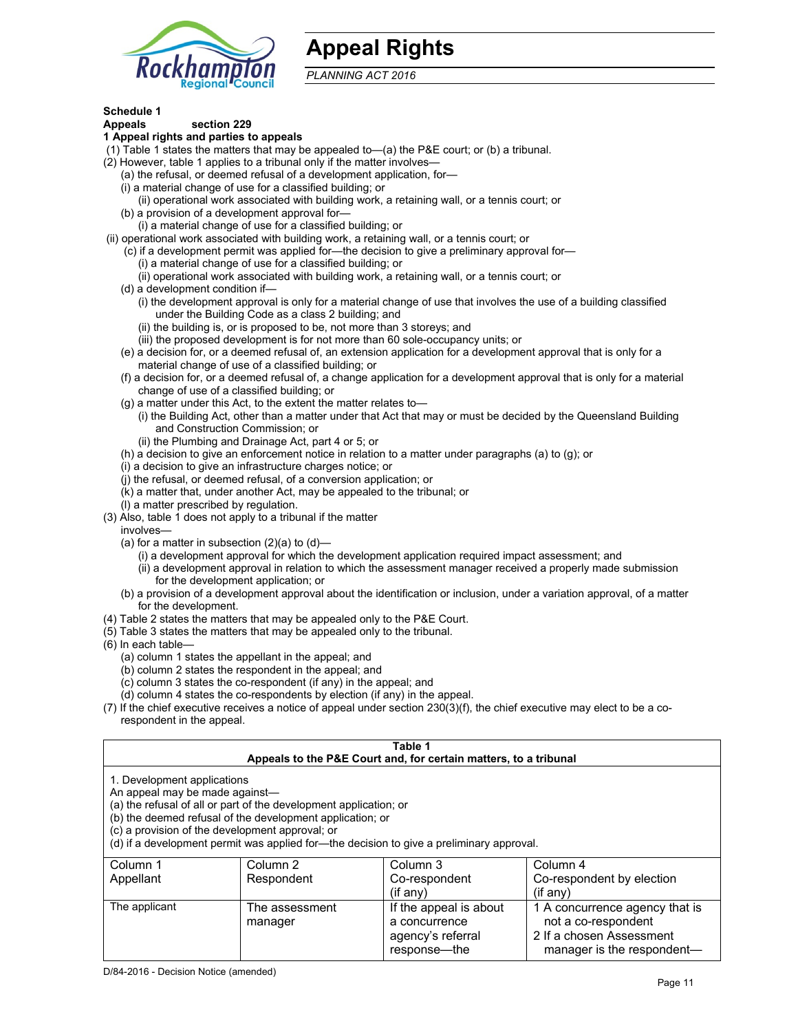# Appeal Rights

*PLANNING ACT 2016*

**Schedule 1**

**Appeals** **section 229**

**1 Appeal rights and parties to appeals**

(1) Table 1 states the matters that may be appealed to—(a) the P&E court; or (b) a tribunal.

(2) However, table 1 applies to a tribunal only if the matter involves—

(a) the refusal, or deemed refusal of a development application, for—

(i) a material change of use for a classified building; or

(ii) operational work associated with building work, a retaining wall, or a tennis court; or

(b) a provision of a development approval for—

(i) a material change of use for a classified building; or

(ii) operational work associated with building work, a retaining wall, or a tennis court; or

(c) if a development permit was applied for—the decision to give a preliminary approval for—

(i) a material change of use for a classified building; or

(ii) operational work associated with building work, a retaining wall, or a tennis court; or

(d) a development condition if—

(i) the development approval is only for a material change of use that involves the use of a building classified under the Building Code as a class 2 building; and

(ii) the building is, or is proposed to be, not more than 3 storeys; and

(iii) the proposed development is for not more than 60 sole-occupancy units; or

(e) a decision for, or a deemed refusal of, an extension application for a development approval that is only for a material change of use of a classified building; or

(f) a decision for, or a deemed refusal of, a change application for a development approval that is only for a material change of use of a classified building; or

(g) a matter under this Act, to the extent the matter relates to—

(i) the Building Act, other than a matter under that Act that may or must be decided by the Queensland Building and Construction Commission; or

(ii) the Plumbing and Drainage Act, part 4 or 5; or

(h) a decision to give an enforcement notice in relation to a matter under paragraphs (a) to (g); or

(i) a decision to give an infrastructure charges notice; or

(j) the refusal, or deemed refusal, of a conversion application; or

(k) a matter that, under another Act, may be appealed to the tribunal; or

(l) a matter prescribed by regulation.

(3) Also, table 1 does not apply to a tribunal if the matter involves—

(a) for a matter in subsection (2)(a) to (d)—

(i) a development approval for which the development application required impact assessment; and

(ii) a development approval in relation to which the assessment manager received a properly made submission for the development application; or

(b) a provision of a development approval about the identification or inclusion, under a variation approval, of a matter for the development.

(4) Table 2 states the matters that may be appealed only to the P&E Court.

(5) Table 3 states the matters that may be appealed only to the tribunal.

(6) In each table—

(a) column 1 states the appellant in the appeal; and

(b) column 2 states the respondent in the appeal; and

(c) column 3 states the co-respondent (if any) in the appeal; and

(d) column 4 states the co-respondents by election (if any) in the appeal.

(7) If the chief executive receives a notice of appeal under section 230(3)(f), the chief executive may elect to be a co-respondent in the appeal.

**Table 1**
**Appeals to the P&E Court and, for certain matters, to a tribunal**

1. Development applications

An appeal may be made against—

(a) the refusal of all or part of the development application; or

(b) the deemed refusal of the development application; or

(c) a provision of the development approval; or

(d) if a development permit was applied for—the decision to give a preliminary approval.

| Column 1 Appellant | Column 2 Respondent | Column 3 Co-respondent (if any) | Column 4 Co-respondent by election (if any) |
|---|---|---|---|
| The applicant | The assessment manager | If the appeal is about a concurrence agency's referral response—the | 1 A concurrence agency that is not a co-respondent<br>2 If a chosen Assessment manager is the respondent— |

D/84-2016 - Decision Notice (amended)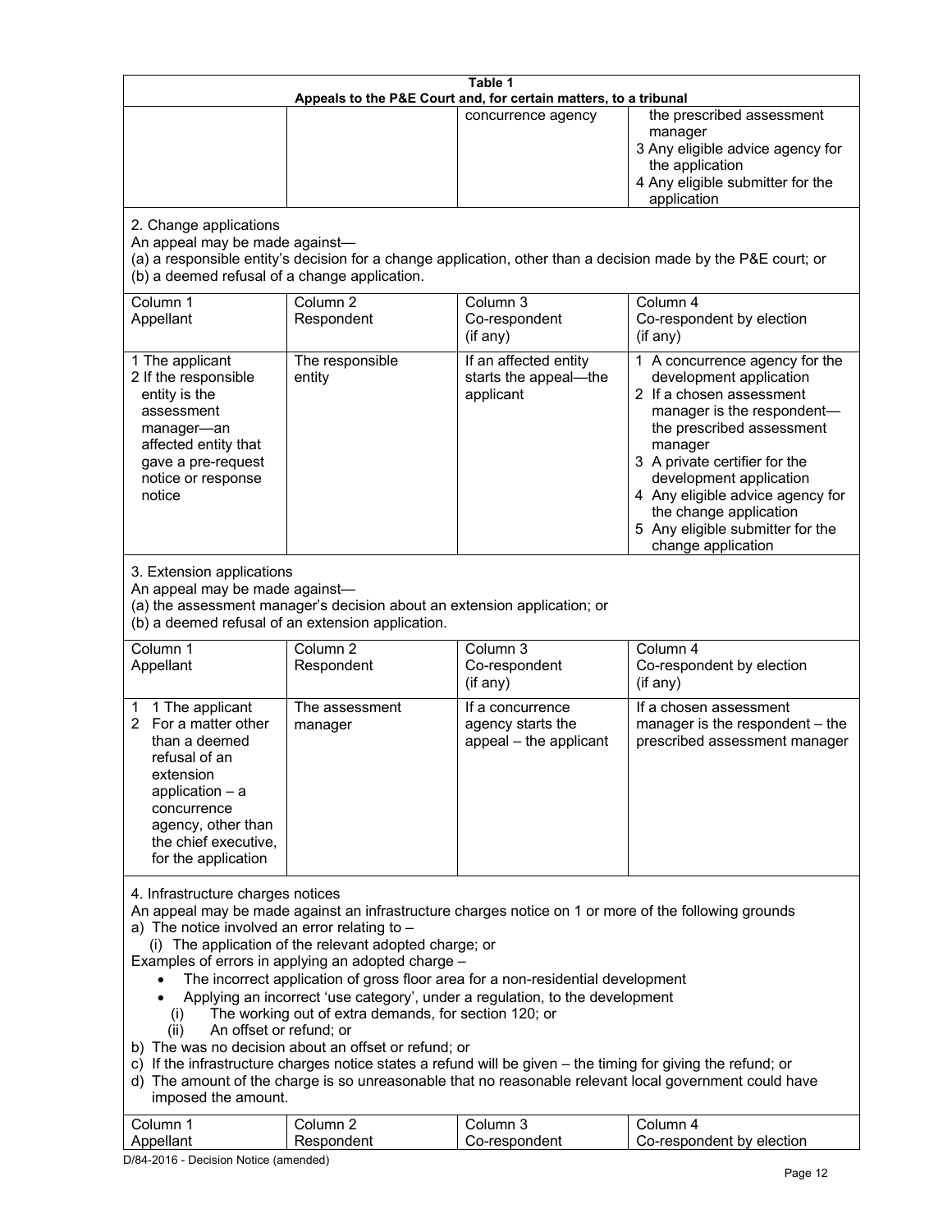| Table 1 | | | |
|---|---|---|---|
| **Appeals to the P&E Court and, for certain matters, to a tribunal** | | | |
| | | concurrence agency | the prescribed assessment manager<br>3 Any eligible advice agency for the application<br>4 Any eligible submitter for the application |
| 2. Change applications<br>An appeal may be made against—<br>(a) a responsible entity's decision for a change application, other than a decision made by the P&E court; or<br>(b) a deemed refusal of a change application. | | | |
| Column 1<br>Appellant | Column 2<br>Respondent | Column 3<br>Co-respondent<br>(if any) | Column 4<br>Co-respondent by election<br>(if any) |
| 1 The applicant<br>2 If the responsible entity is the assessment manager—an affected entity that gave a pre-request notice or response notice | The responsible entity | If an affected entity starts the appeal—the applicant | 1 A concurrence agency for the development application<br>2 If a chosen assessment manager is the respondent—the prescribed assessment manager<br>3 A private certifier for the development application<br>4 Any eligible advice agency for the change application<br>5 Any eligible submitter for the change application |
| 3. Extension applications<br>An appeal may be made against—<br>(a) the assessment manager's decision about an extension application; or<br>(b) a deemed refusal of an extension application. | | | |
| Column 1<br>Appellant | Column 2<br>Respondent | Column 3<br>Co-respondent<br>(if any) | Column 4<br>Co-respondent by election<br>(if any) |
| 1 1 The applicant<br>2 For a matter other than a deemed refusal of an extension application – a concurrence agency, other than the chief executive, for the application | The assessment manager | If a concurrence agency starts the appeal – the applicant | If a chosen assessment manager is the respondent – the prescribed assessment manager |
| 4. Infrastructure charges notices<br>An appeal may be made against an infrastructure charges notice on 1 or more of the following grounds<br>a) The notice involved an error relating to –<br>(i) The application of the relevant adopted charge; or<br>Examples of errors in applying an adopted charge –<br>• The incorrect application of gross floor area for a non-residential development<br>• Applying an incorrect 'use category', under a regulation, to the development<br>(i) The working out of extra demands, for section 120; or<br>(ii) An offset or refund; or<br>b) The was no decision about an offset or refund; or<br>c) If the infrastructure charges notice states a refund will be given – the timing for giving the refund; or<br>d) The amount of the charge is so unreasonable that no reasonable relevant local government could have imposed the amount. | | | |
| Column 1<br>Appellant | Column 2<br>Respondent | Column 3<br>Co-respondent | Column 4<br>Co-respondent by election |

D/84-2016 - Decision Notice (amended)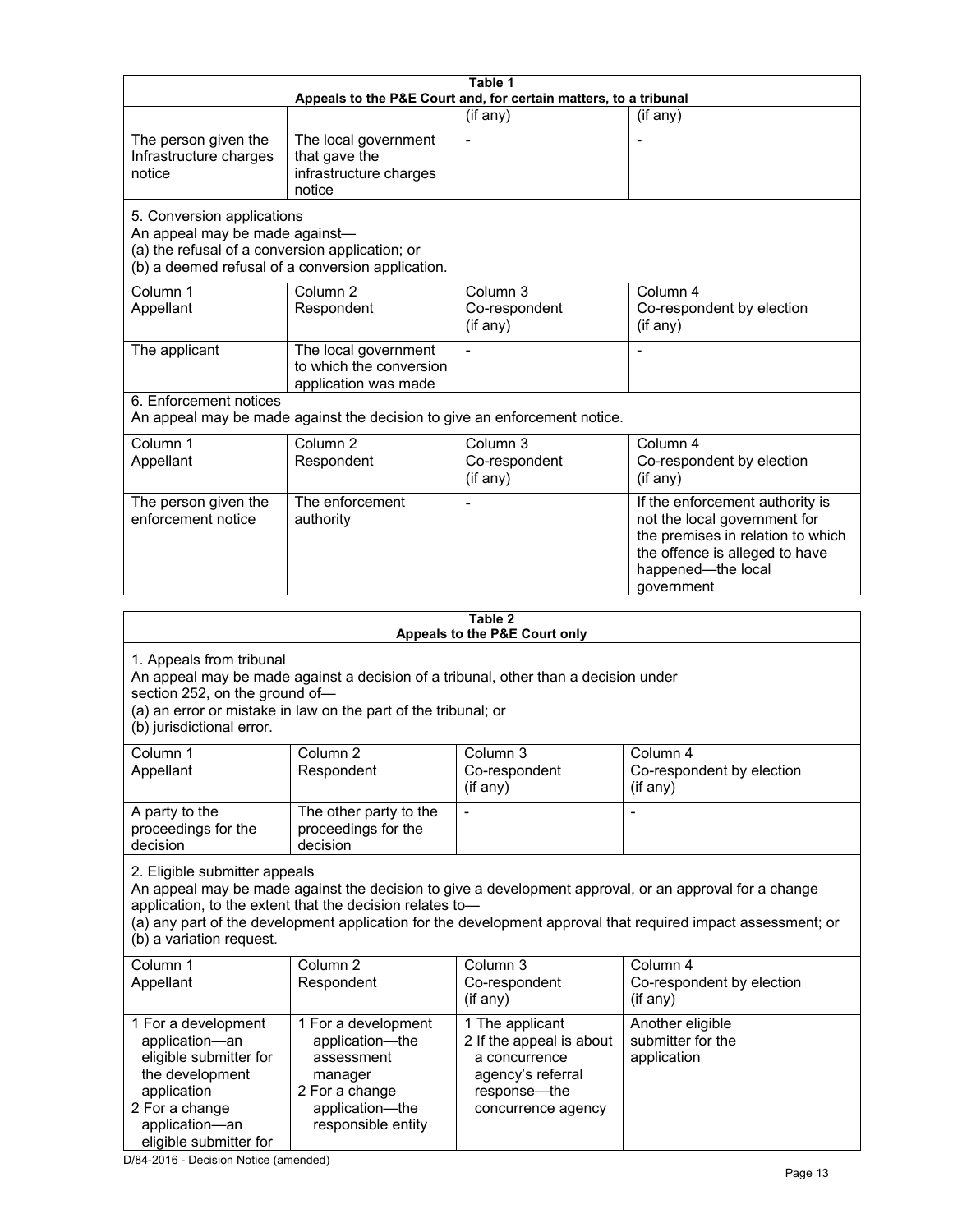**Table 1**
**Appeals to the P&E Court and, for certain matters, to a tribunal**

| | | (if any) | (if any) |
|---|---|---|---|
| The person given the Infrastructure charges notice | The local government that gave the infrastructure charges notice | - | - |

5. Conversion applications
An appeal may be made against—
(a) the refusal of a conversion application; or
(b) a deemed refusal of a conversion application.

| Column 1<br>Appellant | Column 2<br>Respondent | Column 3<br>Co-respondent<br>(if any) | Column 4<br>Co-respondent by election<br>(if any) |
|---|---|---|---|
| The applicant | The local government to which the conversion application was made | - | - |

6. Enforcement notices
An appeal may be made against the decision to give an enforcement notice.

| Column 1<br>Appellant | Column 2<br>Respondent | Column 3<br>Co-respondent<br>(if any) | Column 4<br>Co-respondent by election<br>(if any) |
|---|---|---|---|
| The person given the enforcement notice | The enforcement authority | - | If the enforcement authority is not the local government for the premises in relation to which the offence is alleged to have happened—the local government |

**Table 2**
**Appeals to the P&E Court only**

1. Appeals from tribunal
An appeal may be made against a decision of a tribunal, other than a decision under section 252, on the ground of—
(a) an error or mistake in law on the part of the tribunal; or
(b) jurisdictional error.

| Column 1<br>Appellant | Column 2<br>Respondent | Column 3<br>Co-respondent<br>(if any) | Column 4<br>Co-respondent by election<br>(if any) |
|---|---|---|---|
| A party to the proceedings for the decision | The other party to the proceedings for the decision | - | - |

2. Eligible submitter appeals
An appeal may be made against the decision to give a development approval, or an approval for a change application, to the extent that the decision relates to—
(a) any part of the development application for the development approval that required impact assessment; or
(b) a variation request.

| Column 1<br>Appellant | Column 2<br>Respondent | Column 3<br>Co-respondent<br>(if any) | Column 4<br>Co-respondent by election<br>(if any) |
|---|---|---|---|
| 1 For a development application—an eligible submitter for the development application<br>2 For a change application—an eligible submitter for | 1 For a development application—the assessment manager<br>2 For a change application—the responsible entity | 1 The applicant<br>2 If the appeal is about a concurrence agency's referral response—the concurrence agency | Another eligible submitter for the application |

D/84-2016 - Decision Notice (amended)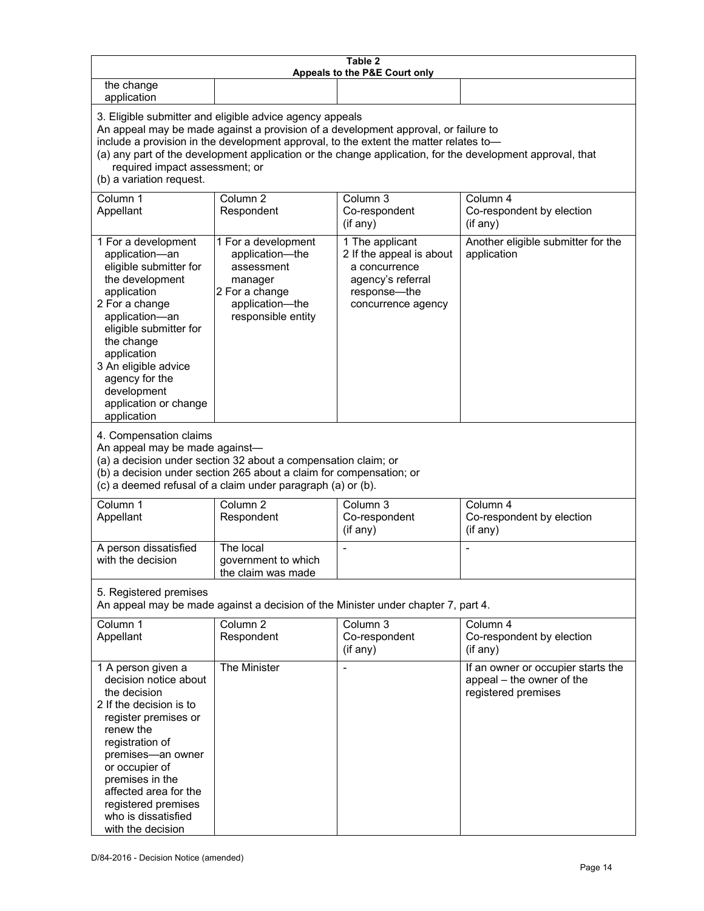**Table 2**
**Appeals to the P&E Court only**

| | | | |
|---|---|---|---|
| the change application | | | |

3. Eligible submitter and eligible advice agency appeals

An appeal may be made against a provision of a development approval, or failure to include a provision in the development approval, to the extent the matter relates to—

(a) any part of the development application or the change application, for the development approval, that required impact assessment; or

(b) a variation request.

| Column 1 Appellant | Column 2 Respondent | Column 3 Co-respondent (if any) | Column 4 Co-respondent by election (if any) |
|---|---|---|---|
| 1 For a development application—an eligible submitter for the development application<br>2 For a change application—an eligible submitter for the change application<br>3 An eligible advice agency for the development application or change application | 1 For a development application—the assessment manager<br>2 For a change application—the responsible entity | 1 The applicant<br>2 If the appeal is about a concurrence agency's referral response—the concurrence agency | Another eligible submitter for the application |

4. Compensation claims

An appeal may be made against—

(a) a decision under section 32 about a compensation claim; or

(b) a decision under section 265 about a claim for compensation; or

(c) a deemed refusal of a claim under paragraph (a) or (b).

| Column 1 Appellant | Column 2 Respondent | Column 3 Co-respondent (if any) | Column 4 Co-respondent by election (if any) |
|---|---|---|---|
| A person dissatisfied with the decision | The local government to which the claim was made | - | - |

5. Registered premises

An appeal may be made against a decision of the Minister under chapter 7, part 4.

| Column 1 Appellant | Column 2 Respondent | Column 3 Co-respondent (if any) | Column 4 Co-respondent by election (if any) |
|---|---|---|---|
| 1 A person given a decision notice about the decision<br>2 If the decision is to register premises or renew the registration of premises—an owner or occupier of premises in the affected area for the registered premises who is dissatisfied with the decision | The Minister | - | If an owner or occupier starts the appeal – the owner of the registered premises |

D/84-2016 - Decision Notice (amended)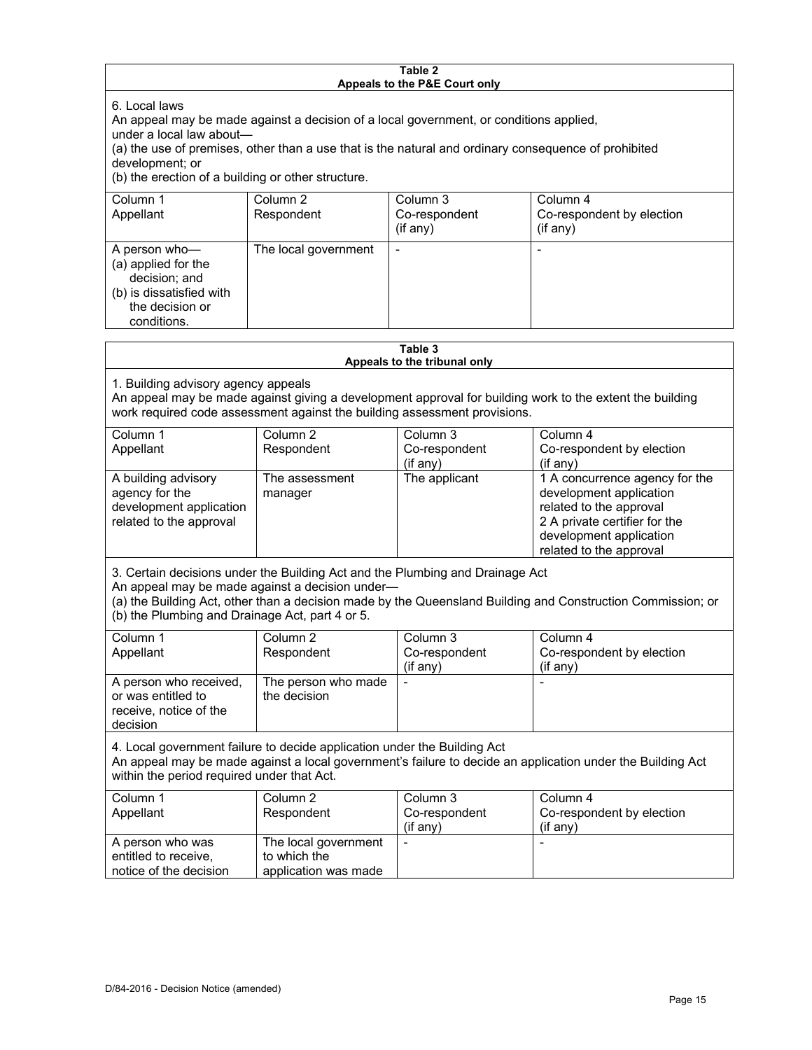**Table 2**
**Appeals to the P&E Court only**

6. Local laws
An appeal may be made against a decision of a local government, or conditions applied, under a local law about—
(a) the use of premises, other than a use that is the natural and ordinary consequence of prohibited development; or
(b) the erection of a building or other structure.

| Column 1 Appellant | Column 2 Respondent | Column 3 Co-respondent (if any) | Column 4 Co-respondent by election (if any) |
|---|---|---|---|
| A person who— (a) applied for the decision; and (b) is dissatisfied with the decision or conditions. | The local government | - | - |

**Table 3**
**Appeals to the tribunal only**

1. Building advisory agency appeals
An appeal may be made against giving a development approval for building work to the extent the building work required code assessment against the building assessment provisions.

| Column 1 Appellant | Column 2 Respondent | Column 3 Co-respondent (if any) | Column 4 Co-respondent by election (if any) |
|---|---|---|---|
| A building advisory agency for the development application related to the approval | The assessment manager | The applicant | 1 A concurrence agency for the development application related to the approval 2 A private certifier for the development application related to the approval |

3. Certain decisions under the Building Act and the Plumbing and Drainage Act
An appeal may be made against a decision under—
(a) the Building Act, other than a decision made by the Queensland Building and Construction Commission; or
(b) the Plumbing and Drainage Act, part 4 or 5.

| Column 1 Appellant | Column 2 Respondent | Column 3 Co-respondent (if any) | Column 4 Co-respondent by election (if any) |
|---|---|---|---|
| A person who received, or was entitled to receive, notice of the decision | The person who made the decision | - | - |

4. Local government failure to decide application under the Building Act
An appeal may be made against a local government's failure to decide an application under the Building Act within the period required under that Act.

| Column 1 Appellant | Column 2 Respondent | Column 3 Co-respondent (if any) | Column 4 Co-respondent by election (if any) |
|---|---|---|---|
| A person who was entitled to receive, notice of the decision | The local government to which the application was made | - | - |

D/84-2016 - Decision Notice (amended)